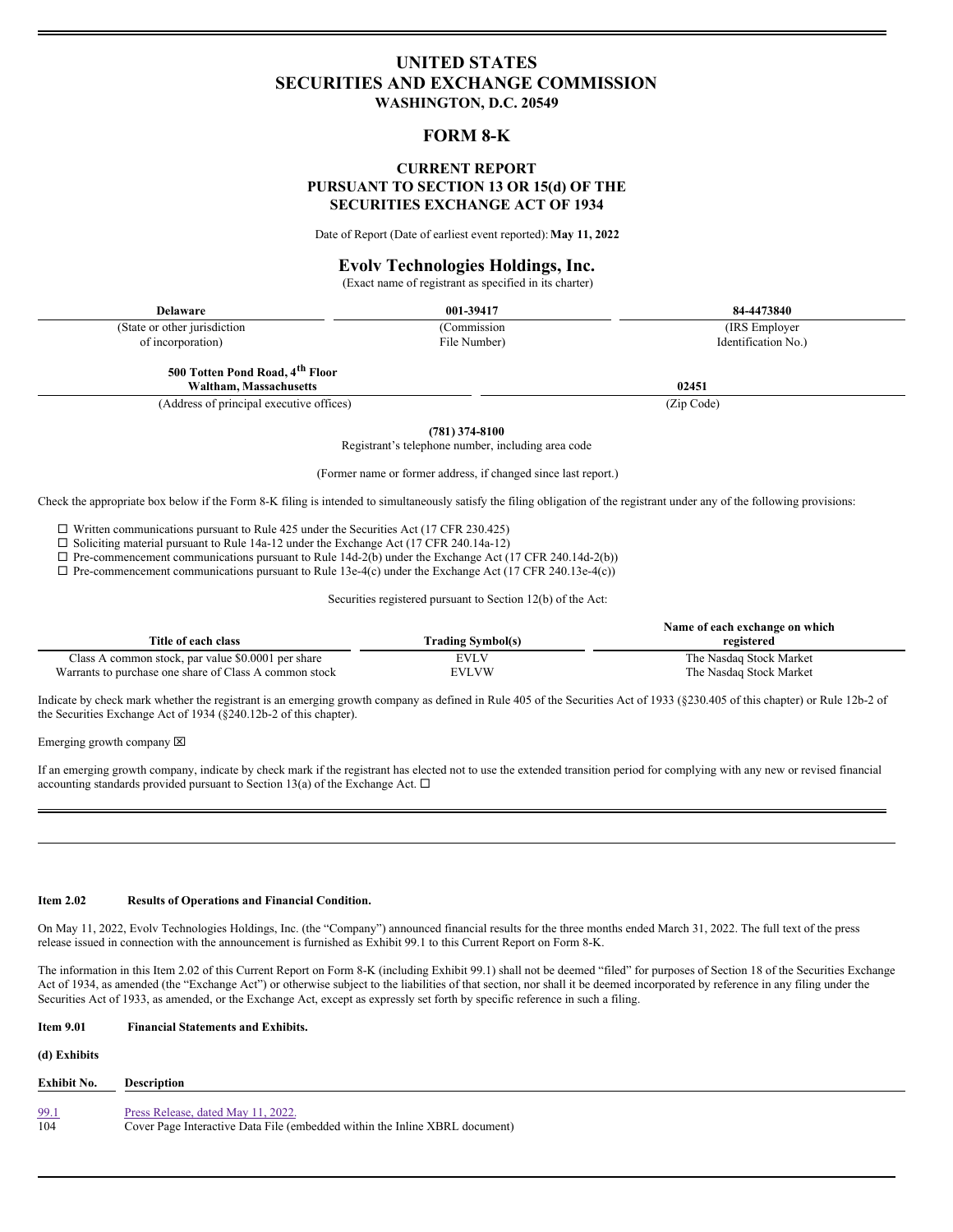# UNITED STATES
# SECURITIES AND EXCHANGE COMMISSION
**WASHINGTON, D.C. 20549**

## FORM 8-K

**CURRENT REPORT**
**PURSUANT TO SECTION 13 OR 15(d) OF THE**
**SECURITIES EXCHANGE ACT OF 1934**

Date of Report (Date of earliest event reported): **May 11, 2022**

## Evolv Technologies Holdings, Inc.
(Exact name of registrant as specified in its charter)

| **Delaware** | **001-39417** | **84-4473840** |
|---|---|---|
| (State or other jurisdiction of incorporation) | (Commission File Number) | (IRS Employer Identification No.) |

| **500 Totten Pond Road, 4th Floor Waltham, Massachusetts** | **02451** |
|---|---|
| (Address of principal executive offices) | (Zip Code) |

**(781) 374-8100**
Registrant's telephone number, including area code

(Former name or former address, if changed since last report.)

Check the appropriate box below if the Form 8-K filing is intended to simultaneously satisfy the filing obligation of the registrant under any of the following provisions:

☐ Written communications pursuant to Rule 425 under the Securities Act (17 CFR 230.425)
☐ Soliciting material pursuant to Rule 14a-12 under the Exchange Act (17 CFR 240.14a-12)
☐ Pre-commencement communications pursuant to Rule 14d-2(b) under the Exchange Act (17 CFR 240.14d-2(b))
☐ Pre-commencement communications pursuant to Rule 13e-4(c) under the Exchange Act (17 CFR 240.13e-4(c))

Securities registered pursuant to Section 12(b) of the Act:

| Title of each class | Trading Symbol(s) | Name of each exchange on which registered |
|---|---|---|
| Class A common stock, par value $0.0001 per share | EVLV | The Nasdaq Stock Market |
| Warrants to purchase one share of Class A common stock | EVLVW | The Nasdaq Stock Market |

Indicate by check mark whether the registrant is an emerging growth company as defined in Rule 405 of the Securities Act of 1933 (§230.405 of this chapter) or Rule 12b-2 of the Securities Exchange Act of 1934 (§240.12b-2 of this chapter).

Emerging growth company ☒

If an emerging growth company, indicate by check mark if the registrant has elected not to use the extended transition period for complying with any new or revised financial accounting standards provided pursuant to Section 13(a) of the Exchange Act. ☐

---

**Item 2.02 Results of Operations and Financial Condition.**

On May 11, 2022, Evolv Technologies Holdings, Inc. (the "Company") announced financial results for the three months ended March 31, 2022. The full text of the press release issued in connection with the announcement is furnished as Exhibit 99.1 to this Current Report on Form 8-K.

The information in this Item 2.02 of this Current Report on Form 8-K (including Exhibit 99.1) shall not be deemed "filed" for purposes of Section 18 of the Securities Exchange Act of 1934, as amended (the "Exchange Act") or otherwise subject to the liabilities of that section, nor shall it be deemed incorporated by reference in any filing under the Securities Act of 1933, as amended, or the Exchange Act, except as expressly set forth by specific reference in such a filing.

**Item 9.01 Financial Statements and Exhibits.**

**(d) Exhibits**

| Exhibit No. | Description |
|---|---|
| 99.1 | Press Release, dated May 11, 2022. |
| 104 | Cover Page Interactive Data File (embedded within the Inline XBRL document) |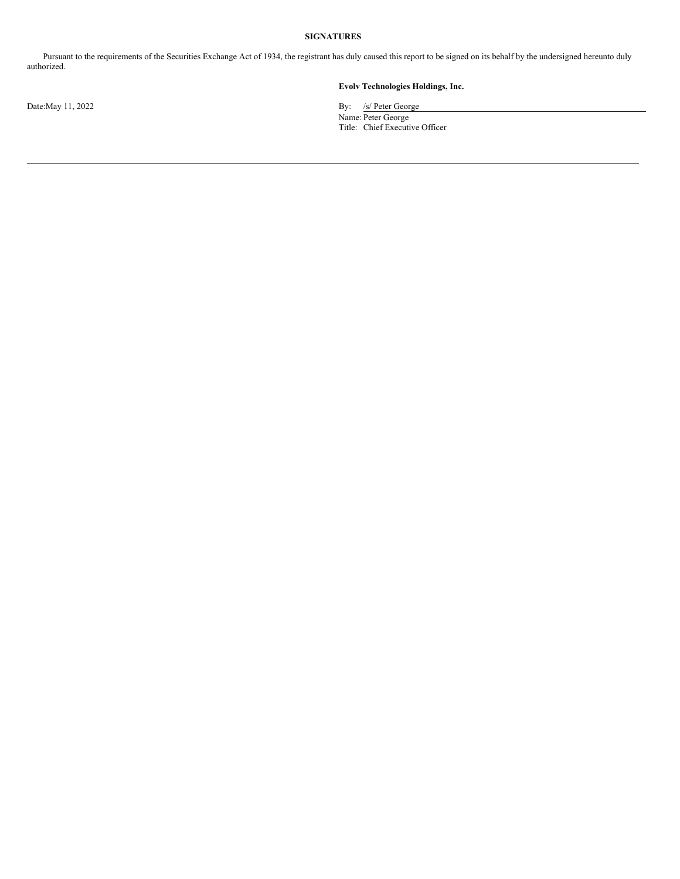## SIGNATURES

Pursuant to the requirements of the Securities Exchange Act of 1934, the registrant has duly caused this report to be signed on its behalf by the undersigned hereunto duly authorized.

**Evolv Technologies Holdings, Inc.**

Date: May 11, 2022

By: /s/ Peter George
Name: Peter George
Title: Chief Executive Officer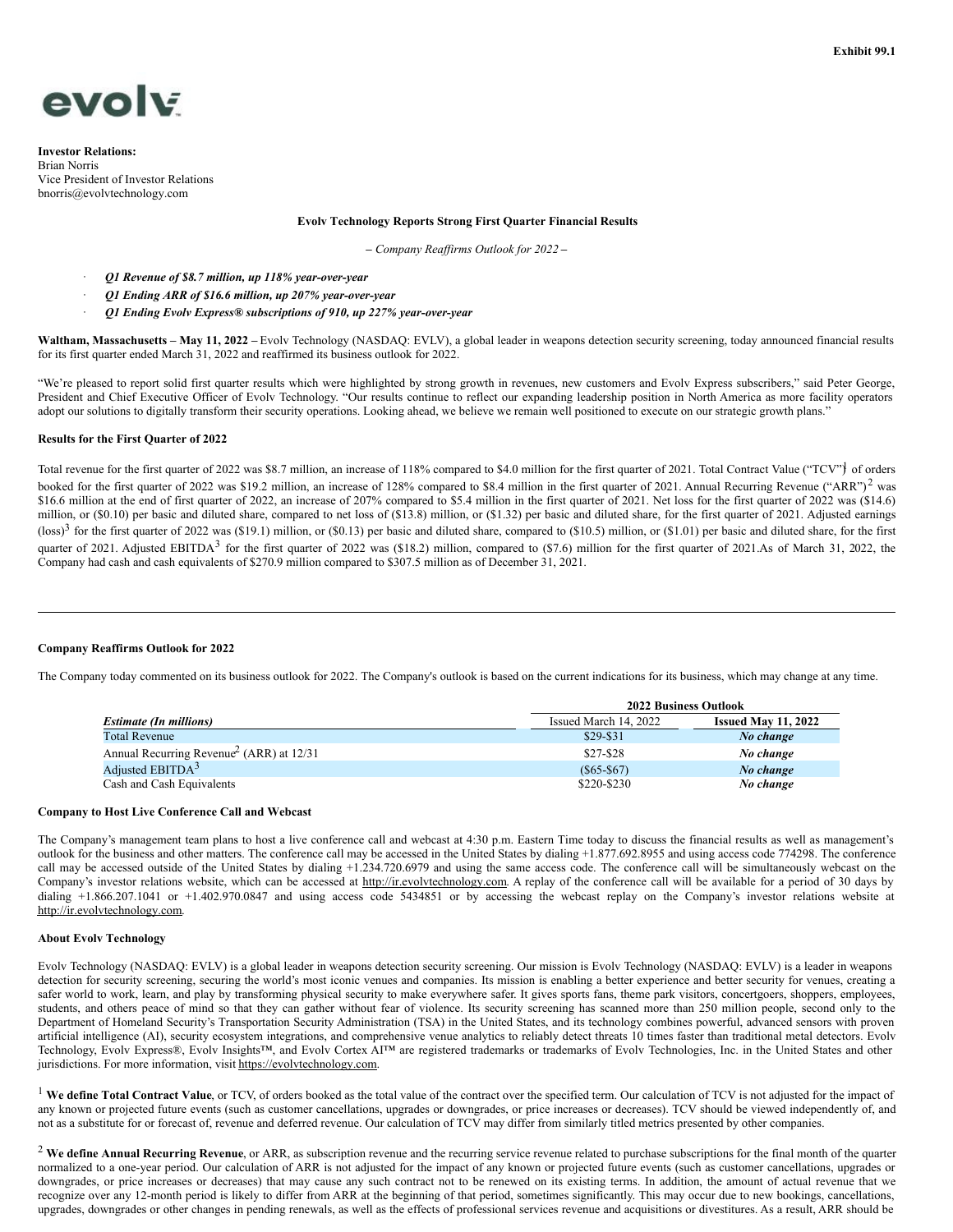Exhibit 99.1

**evolv**

**Investor Relations:**
Brian Norris
Vice President of Investor Relations
bnorris@evolvtechnology.com

**Evolv Technology Reports Strong First Quarter Financial Results**

*– Company Reaffirms Outlook for 2022 –*

- ***Q1 Revenue of $8.7 million, up 118% year-over-year***
- ***Q1 Ending ARR of $16.6 million, up 207% year-over-year***
- ***Q1 Ending Evolv Express® subscriptions of 910, up 227% year-over-year***

**Waltham, Massachusetts – May 11, 2022 –** Evolv Technology (NASDAQ: EVLV), a global leader in weapons detection security screening, today announced financial results for its first quarter ended March 31, 2022 and reaffirmed its business outlook for 2022.

"We're pleased to report solid first quarter results which were highlighted by strong growth in revenues, new customers and Evolv Express subscribers," said Peter George, President and Chief Executive Officer of Evolv Technology. "Our results continue to reflect our expanding leadership position in North America as more facility operators adopt our solutions to digitally transform their security operations. Looking ahead, we believe we remain well positioned to execute on our strategic growth plans."

**Results for the First Quarter of 2022**

Total revenue for the first quarter of 2022 was $8.7 million, an increase of 118% compared to $4.0 million for the first quarter of 2021. Total Contract Value ("TCV")[1] of orders booked for the first quarter of 2022 was $19.2 million, an increase of 128% compared to $8.4 million in the first quarter of 2021. Annual Recurring Revenue ("ARR")[2] was $16.6 million at the end of first quarter of 2022, an increase of 207% compared to $5.4 million in the first quarter of 2021. Net loss for the first quarter of 2022 was ($14.6) million, or ($0.10) per basic and diluted share, compared to net loss of ($13.8) million, or ($1.32) per basic and diluted share, for the first quarter of 2021. Adjusted earnings (loss)[3] for the first quarter of 2022 was ($19.1) million, or ($0.13) per basic and diluted share, compared to ($10.5) million, or ($1.01) per basic and diluted share, for the first quarter of 2021. Adjusted EBITDA[3] for the first quarter of 2022 was ($18.2) million, compared to ($7.6) million for the first quarter of 2021.As of March 31, 2022, the Company had cash and cash equivalents of $270.9 million compared to $307.5 million as of December 31, 2021.

---

**Company Reaffirms Outlook for 2022**

The Company today commented on its business outlook for 2022. The Company's outlook is based on the current indications for its business, which may change at any time.

| | **2022 Business Outlook** | |
|---|---|---|
| ***Estimate (In millions)*** | Issued March 14, 2022 | **Issued May 11, 2022** |
| Total Revenue | $29-$31 | ***No change*** |
| Annual Recurring Revenue[2] (ARR) at 12/31 | $27-$28 | ***No change*** |
| Adjusted EBITDA[3] | ($65-$67) | ***No change*** |
| Cash and Cash Equivalents | $220-$230 | ***No change*** |

**Company to Host Live Conference Call and Webcast**

The Company's management team plans to host a live conference call and webcast at 4:30 p.m. Eastern Time today to discuss the financial results as well as management's outlook for the business and other matters. The conference call may be accessed in the United States by dialing +1.877.692.8955 and using access code 774298. The conference call may be accessed outside of the United States by dialing +1.234.720.6979 and using the same access code. The conference call will be simultaneously webcast on the Company's investor relations website, which can be accessed at http://ir.evolvtechnology.com. A replay of the conference call will be available for a period of 30 days by dialing +1.866.207.1041 or +1.402.970.0847 and using access code 5434851 or by accessing the webcast replay on the Company's investor relations website at http://ir.evolvtechnology.com.

**About Evolv Technology**

Evolv Technology (NASDAQ: EVLV) is a global leader in weapons detection security screening. Our mission is Evolv Technology (NASDAQ: EVLV) is a leader in weapons detection for security screening, securing the world's most iconic venues and companies. Its mission is enabling a better experience and better security for venues, creating a safer world to work, learn, and play by transforming physical security to make everywhere safer. It gives sports fans, theme park visitors, concertgoers, shoppers, employees, students, and others peace of mind so that they can gather without fear of violence. Its security screening has scanned more than 250 million people, second only to the Department of Homeland Security's Transportation Security Administration (TSA) in the United States, and its technology combines powerful, advanced sensors with proven artificial intelligence (AI), security ecosystem integrations, and comprehensive venue analytics to reliably detect threats 10 times faster than traditional metal detectors. Evolv Technology, Evolv Express®, Evolv Insights™, and Evolv Cortex AI™ are registered trademarks or trademarks of Evolv Technologies, Inc. in the United States and other jurisdictions. For more information, visit https://evolvtechnology.com.

[1] **We define Total Contract Value**, or TCV, of orders booked as the total value of the contract over the specified term. Our calculation of TCV is not adjusted for the impact of any known or projected future events (such as customer cancellations, upgrades or downgrades, or price increases or decreases). TCV should be viewed independently of, and not as a substitute for or forecast of, revenue and deferred revenue. Our calculation of TCV may differ from similarly titled metrics presented by other companies.

[2] **We define Annual Recurring Revenue**, or ARR, as subscription revenue and the recurring service revenue related to purchase subscriptions for the final month of the quarter normalized to a one-year period. Our calculation of ARR is not adjusted for the impact of any known or projected future events (such as customer cancellations, upgrades or downgrades, or price increases or decreases) that may cause any such contract not to be renewed on its existing terms. In addition, the amount of actual revenue that we recognize over any 12-month period is likely to differ from ARR at the beginning of that period, sometimes significantly. This may occur due to new bookings, cancellations, upgrades, downgrades or other changes in pending renewals, as well as the effects of professional services revenue and acquisitions or divestitures. As a result, ARR should be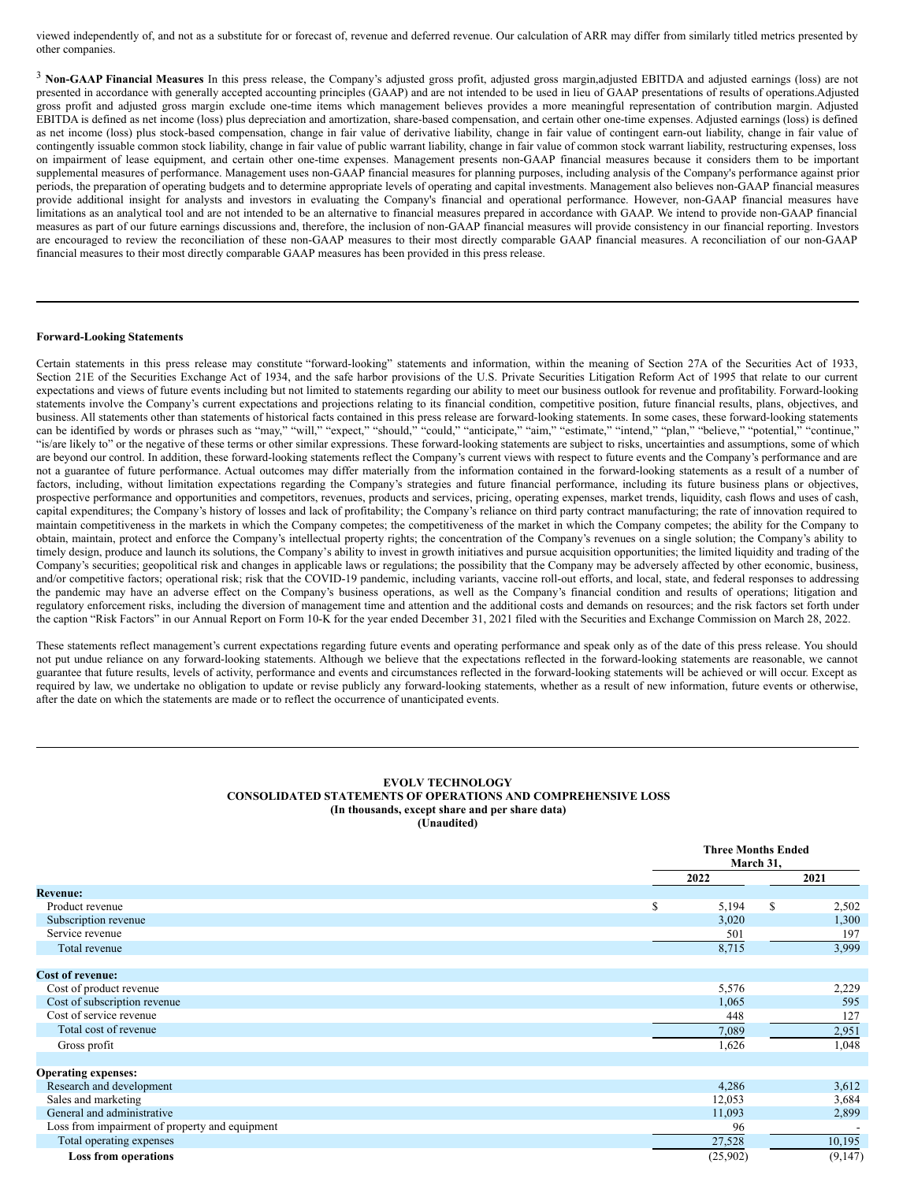viewed independently of, and not as a substitute for or forecast of, revenue and deferred revenue. Our calculation of ARR may differ from similarly titled metrics presented by other companies.

[3] **Non-GAAP Financial Measures** In this press release, the Company's adjusted gross profit, adjusted gross margin,adjusted EBITDA and adjusted earnings (loss) are not presented in accordance with generally accepted accounting principles (GAAP) and are not intended to be used in lieu of GAAP presentations of results of operations.Adjusted gross profit and adjusted gross margin exclude one-time items which management believes provides a more meaningful representation of contribution margin. Adjusted EBITDA is defined as net income (loss) plus depreciation and amortization, share-based compensation, and certain other one-time expenses. Adjusted earnings (loss) is defined as net income (loss) plus stock-based compensation, change in fair value of derivative liability, change in fair value of contingent earn-out liability, change in fair value of contingently issuable common stock liability, change in fair value of public warrant liability, change in fair value of common stock warrant liability, restructuring expenses, loss on impairment of lease equipment, and certain other one-time expenses. Management presents non-GAAP financial measures because it considers them to be important supplemental measures of performance. Management uses non-GAAP financial measures for planning purposes, including analysis of the Company's performance against prior periods, the preparation of operating budgets and to determine appropriate levels of operating and capital investments. Management also believes non-GAAP financial measures provide additional insight for analysts and investors in evaluating the Company's financial and operational performance. However, non-GAAP financial measures have limitations as an analytical tool and are not intended to be an alternative to financial measures prepared in accordance with GAAP. We intend to provide non-GAAP financial measures as part of our future earnings discussions and, therefore, the inclusion of non-GAAP financial measures will provide consistency in our financial reporting. Investors are encouraged to review the reconciliation of these non-GAAP measures to their most directly comparable GAAP financial measures. A reconciliation of our non-GAAP financial measures to their most directly comparable GAAP measures has been provided in this press release.

---

**Forward-Looking Statements**

Certain statements in this press release may constitute "forward-looking" statements and information, within the meaning of Section 27A of the Securities Act of 1933, Section 21E of the Securities Exchange Act of 1934, and the safe harbor provisions of the U.S. Private Securities Litigation Reform Act of 1995 that relate to our current expectations and views of future events including but not limited to statements regarding our ability to meet our business outlook for revenue and profitability. Forward-looking statements involve the Company's current expectations and projections relating to its financial condition, competitive position, future financial results, plans, objectives, and business. All statements other than statements of historical facts contained in this press release are forward-looking statements. In some cases, these forward-looking statements can be identified by words or phrases such as "may," "will," "expect," "should," "could," "anticipate," "aim," "estimate," "intend," "plan," "believe," "potential," "continue," "is/are likely to" or the negative of these terms or other similar expressions. These forward-looking statements are subject to risks, uncertainties and assumptions, some of which are beyond our control. In addition, these forward-looking statements reflect the Company's current views with respect to future events and the Company's performance and are not a guarantee of future performance. Actual outcomes may differ materially from the information contained in the forward-looking statements as a result of a number of factors, including, without limitation expectations regarding the Company's strategies and future financial performance, including its future business plans or objectives, prospective performance and opportunities and competitors, revenues, products and services, pricing, operating expenses, market trends, liquidity, cash flows and uses of cash, capital expenditures; the Company's history of losses and lack of profitability; the Company's reliance on third party contract manufacturing; the rate of innovation required to maintain competitiveness in the markets in which the Company competes; the competitiveness of the market in which the Company competes; the ability for the Company to obtain, maintain, protect and enforce the Company's intellectual property rights; the concentration of the Company's revenues on a single solution; the Company's ability to timely design, produce and launch its solutions, the Company's ability to invest in growth initiatives and pursue acquisition opportunities; the limited liquidity and trading of the Company's securities; geopolitical risk and changes in applicable laws or regulations; the possibility that the Company may be adversely affected by other economic, business, and/or competitive factors; operational risk; risk that the COVID-19 pandemic, including variants, vaccine roll-out efforts, and local, state, and federal responses to addressing the pandemic may have an adverse effect on the Company's business operations, as well as the Company's financial condition and results of operations; litigation and regulatory enforcement risks, including the diversion of management time and attention and the additional costs and demands on resources; and the risk factors set forth under the caption "Risk Factors" in our Annual Report on Form 10-K for the year ended December 31, 2021 filed with the Securities and Exchange Commission on March 28, 2022.

These statements reflect management's current expectations regarding future events and operating performance and speak only as of the date of this press release. You should not put undue reliance on any forward-looking statements. Although we believe that the expectations reflected in the forward-looking statements are reasonable, we cannot guarantee that future results, levels of activity, performance and events and circumstances reflected in the forward-looking statements will be achieved or will occur. Except as required by law, we undertake no obligation to update or revise publicly any forward-looking statements, whether as a result of new information, future events or otherwise, after the date on which the statements are made or to reflect the occurrence of unanticipated events.

---

**EVOLV TECHNOLOGY**
**CONSOLIDATED STATEMENTS OF OPERATIONS AND COMPREHENSIVE LOSS**
**(In thousands, except share and per share data)**
**(Unaudited)**

| | Three Months Ended March 31, | |
|---|---|---|
| | 2022 | 2021 |
| **Revenue:** | | |
| Product revenue | $ 5,194 | $ 2,502 |
| Subscription revenue | 3,020 | 1,300 |
| Service revenue | 501 | 197 |
| Total revenue | 8,715 | 3,999 |
| **Cost of revenue:** | | |
| Cost of product revenue | 5,576 | 2,229 |
| Cost of subscription revenue | 1,065 | 595 |
| Cost of service revenue | 448 | 127 |
| Total cost of revenue | 7,089 | 2,951 |
| Gross profit | 1,626 | 1,048 |
| **Operating expenses:** | | |
| Research and development | 4,286 | 3,612 |
| Sales and marketing | 12,053 | 3,684 |
| General and administrative | 11,093 | 2,899 |
| Loss from impairment of property and equipment | 96 | - |
| Total operating expenses | 27,528 | 10,195 |
| **Loss from operations** | (25,902) | (9,147) |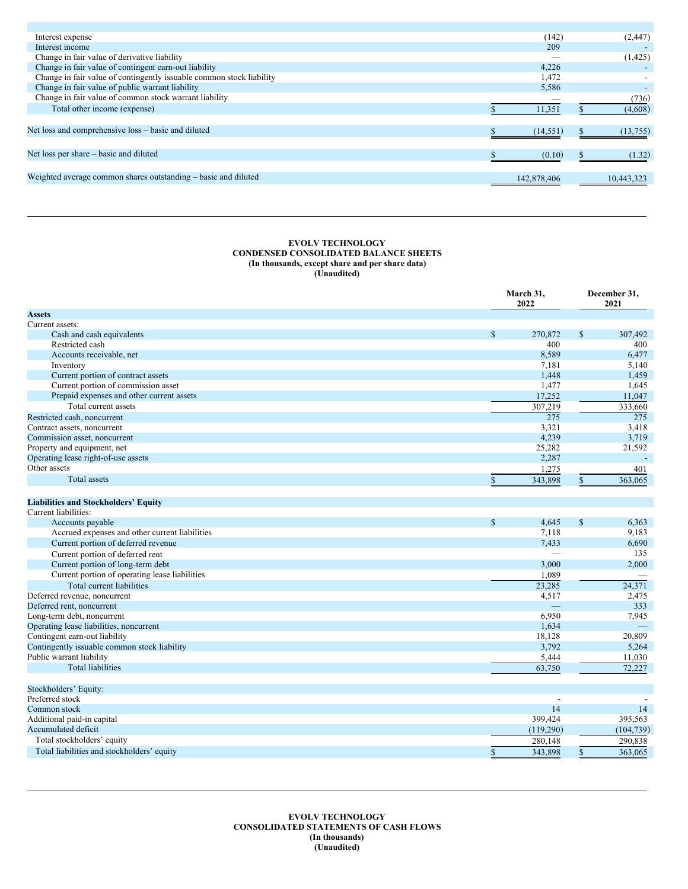| | | |
|---|---|---|
| Interest expense | (142) | (2,447) |
| Interest income | 209 | - |
| Change in fair value of derivative liability | — | (1,425) |
| Change in fair value of contingent earn-out liability | 4,226 | - |
| Change in fair value of contingently issuable common stock liability | 1,472 | - |
| Change in fair value of public warrant liability | 5,586 | - |
| Change in fair value of common stock warrant liability | — | (736) |
| Total other income (expense) | $ 11,351 | $ (4,608) |
| Net loss and comprehensive loss – basic and diluted | $ (14,551) | $ (13,755) |
| Net loss per share – basic and diluted | $ (0.10) | $ (1.32) |
| Weighted average common shares outstanding – basic and diluted | 142,878,406 | 10,443,323 |

## EVOLV TECHNOLOGY
## CONDENSED CONSOLIDATED BALANCE SHEETS
**(In thousands, except share and per share data)**
**(Unaudited)**

| | March 31, 2022 | December 31, 2021 |
|---|---|---|
| **Assets** | | |
| Current assets: | | |
| Cash and cash equivalents | $ 270,872 | $ 307,492 |
| Restricted cash | 400 | 400 |
| Accounts receivable, net | 8,589 | 6,477 |
| Inventory | 7,181 | 5,140 |
| Current portion of contract assets | 1,448 | 1,459 |
| Current portion of commission asset | 1,477 | 1,645 |
| Prepaid expenses and other current assets | 17,252 | 11,047 |
| Total current assets | 307,219 | 333,660 |
| Restricted cash, noncurrent | 275 | 275 |
| Contract assets, noncurrent | 3,321 | 3,418 |
| Commission asset, noncurrent | 4,239 | 3,719 |
| Property and equipment, net | 25,282 | 21,592 |
| Operating lease right-of-use assets | 2,287 | - |
| Other assets | 1,275 | 401 |
| Total assets | $ 343,898 | $ 363,065 |
| **Liabilities and Stockholders' Equity** | | |
| Current liabilities: | | |
| Accounts payable | $ 4,645 | $ 6,363 |
| Accrued expenses and other current liabilities | 7,118 | 9,183 |
| Current portion of deferred revenue | 7,433 | 6,690 |
| Current portion of deferred rent | — | 135 |
| Current portion of long-term debt | 3,000 | 2,000 |
| Current portion of operating lease liabilities | 1,089 | — |
| Total current liabilities | 23,285 | 24,371 |
| Deferred revenue, noncurrent | 4,517 | 2,475 |
| Deferred rent, noncurrent | — | 333 |
| Long-term debt, noncurrent | 6,950 | 7,945 |
| Operating lease liabilities, noncurrent | 1,634 | — |
| Contingent earn-out liability | 18,128 | 20,809 |
| Contingently issuable common stock liability | 3,792 | 5,264 |
| Public warrant liability | 5,444 | 11,030 |
| Total liabilities | 63,750 | 72,227 |
| Stockholders' Equity: | | |
| Preferred stock | - | - |
| Common stock | 14 | 14 |
| Additional paid-in capital | 399,424 | 395,563 |
| Accumulated deficit | (119,290) | (104,739) |
| Total stockholders' equity | 280,148 | 290,838 |
| Total liabilities and stockholders' equity | $ 343,898 | $ 363,065 |

## EVOLV TECHNOLOGY
## CONSOLIDATED STATEMENTS OF CASH FLOWS
**(In thousands)**
**(Unaudited)**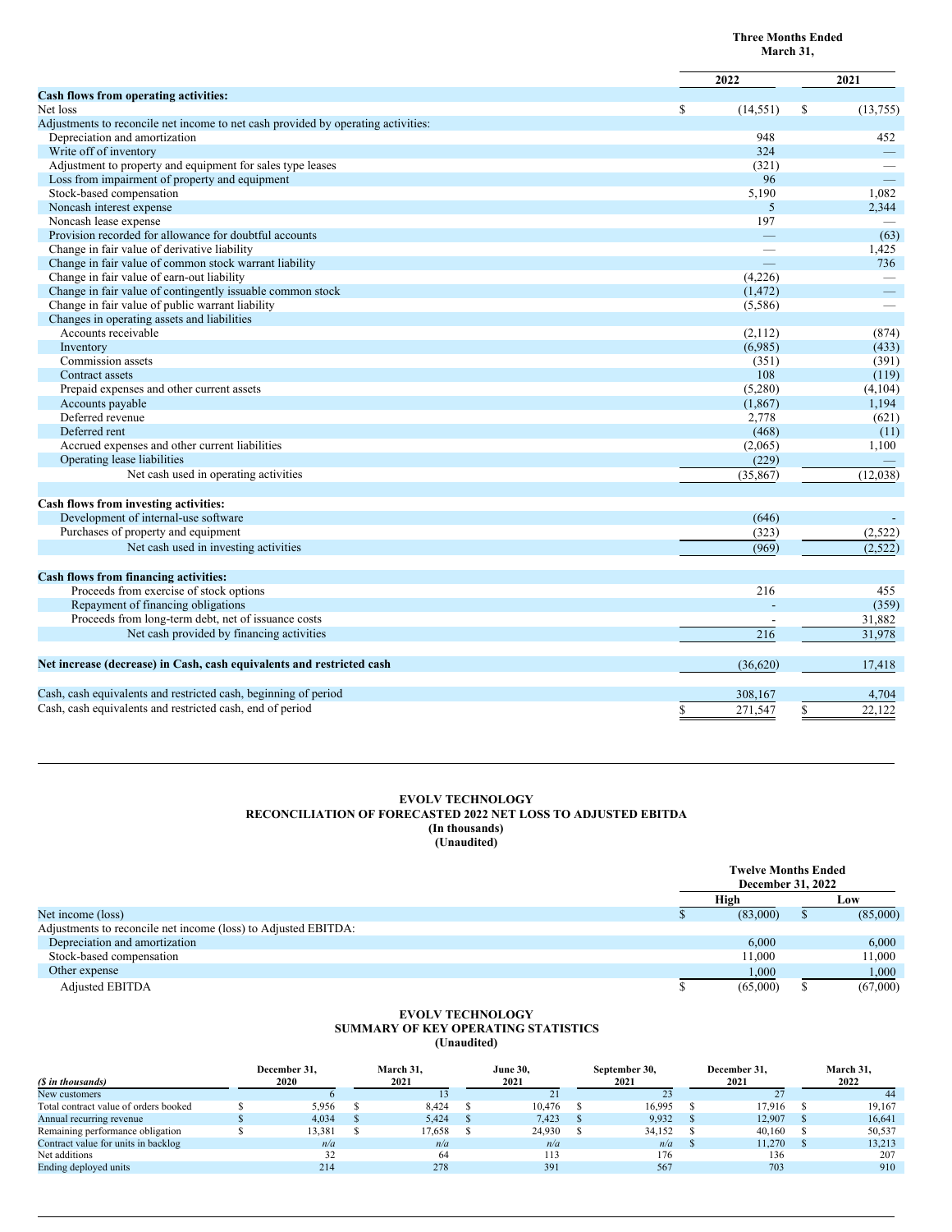| | Three Months Ended March 31, | |
|---|---|---|
| | 2022 | 2021 |
| **Cash flows from operating activities:** | | |
| Net loss | $ (14,551) | $ (13,755) |
| Adjustments to reconcile net income to net cash provided by operating activities: | | |
| Depreciation and amortization | 948 | 452 |
| Write off of inventory | 324 | — |
| Adjustment to property and equipment for sales type leases | (321) | — |
| Loss from impairment of property and equipment | 96 | — |
| Stock-based compensation | 5,190 | 1,082 |
| Noncash interest expense | 5 | 2,344 |
| Noncash lease expense | 197 | — |
| Provision recorded for allowance for doubtful accounts | — | (63) |
| Change in fair value of derivative liability | — | 1,425 |
| Change in fair value of common stock warrant liability | — | 736 |
| Change in fair value of earn-out liability | (4,226) | — |
| Change in fair value of contingently issuable common stock | (1,472) | — |
| Change in fair value of public warrant liability | (5,586) | — |
| Changes in operating assets and liabilities | | |
| Accounts receivable | (2,112) | (874) |
| Inventory | (6,985) | (433) |
| Commission assets | (351) | (391) |
| Contract assets | 108 | (119) |
| Prepaid expenses and other current assets | (5,280) | (4,104) |
| Accounts payable | (1,867) | 1,194 |
| Deferred revenue | 2,778 | (621) |
| Deferred rent | (468) | (11) |
| Accrued expenses and other current liabilities | (2,065) | 1,100 |
| Operating lease liabilities | (229) | — |
| Net cash used in operating activities | (35,867) | (12,038) |
| **Cash flows from investing activities:** | | |
| Development of internal-use software | (646) | - |
| Purchases of property and equipment | (323) | (2,522) |
| Net cash used in investing activities | (969) | (2,522) |
| **Cash flows from financing activities:** | | |
| Proceeds from exercise of stock options | 216 | 455 |
| Repayment of financing obligations | - | (359) |
| Proceeds from long-term debt, net of issuance costs | - | 31,882 |
| Net cash provided by financing activities | 216 | 31,978 |
| **Net increase (decrease) in Cash, cash equivalents and restricted cash** | (36,620) | 17,418 |
| Cash, cash equivalents and restricted cash, beginning of period | 308,167 | 4,704 |
| Cash, cash equivalents and restricted cash, end of period | $ 271,547 | $ 22,122 |

**EVOLV TECHNOLOGY**
**RECONCILIATION OF FORECASTED 2022 NET LOSS TO ADJUSTED EBITDA**
**(In thousands)**
**(Unaudited)**

| | Twelve Months Ended December 31, 2022 | |
|---|---|---|
| | High | Low |
| Net income (loss) | $ (83,000) | $ (85,000) |
| Adjustments to reconcile net income (loss) to Adjusted EBITDA: | | |
| Depreciation and amortization | 6,000 | 6,000 |
| Stock-based compensation | 11,000 | 11,000 |
| Other expense | 1,000 | 1,000 |
| Adjusted EBITDA | $ (65,000) | $ (67,000) |

**EVOLV TECHNOLOGY**
**SUMMARY OF KEY OPERATING STATISTICS**
**(Unaudited)**

| *($ in thousands)* | December 31, 2020 | March 31, 2021 | June 30, 2021 | September 30, 2021 | December 31, 2021 | March 31, 2022 |
|---|---|---|---|---|---|---|
| New customers | 6 | 13 | 21 | 23 | 27 | 44 |
| Total contract value of orders booked | $ 5,956 | $ 8,424 | $ 10,476 | $ 16,995 | $ 17,916 | $ 19,167 |
| Annual recurring revenue | $ 4,034 | $ 5,424 | $ 7,423 | $ 9,932 | $ 12,907 | $ 16,641 |
| Remaining performance obligation | $ 13,381 | $ 17,658 | $ 24,930 | $ 34,152 | $ 40,160 | $ 50,537 |
| Contract value for units in backlog | *n/a* | *n/a* | *n/a* | *n/a* | $ 11,270 | $ 13,213 |
| Net additions | 32 | 64 | 113 | 176 | 136 | 207 |
| Ending deployed units | 214 | 278 | 391 | 567 | 703 | 910 |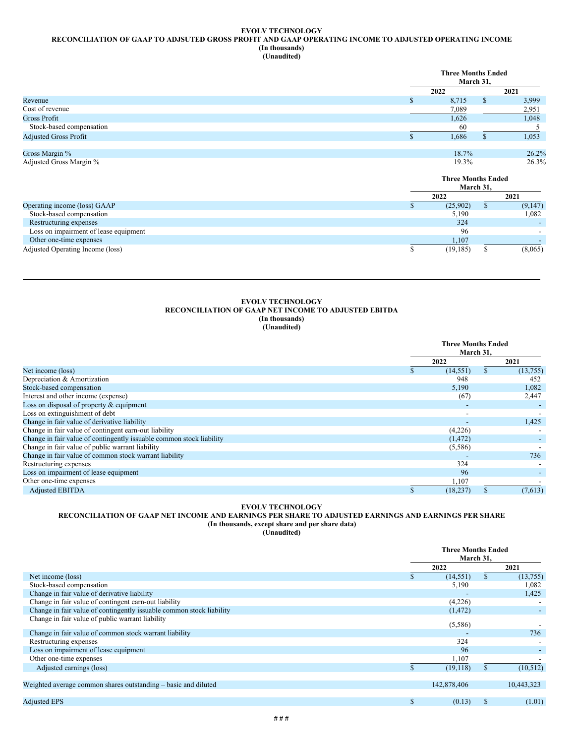**EVOLV TECHNOLOGY**
**RECONCILIATION OF GAAP TO ADJSUTED GROSS PROFIT AND GAAP OPERATING INCOME TO ADJUSTED OPERATING INCOME**
**(In thousands)**
**(Unaudited)**

| | Three Months Ended March 31, 2022 | Three Months Ended March 31, 2021 |
|---|---|---|
| Revenue | $ 8,715 | $ 3,999 |
| Cost of revenue | 7,089 | 2,951 |
| Gross Profit | 1,626 | 1,048 |
| Stock-based compensation | 60 | 5 |
| Adjusted Gross Profit | $ 1,686 | $ 1,053 |
| | | |
| Gross Margin % | 18.7% | 26.2% |
| Adjusted Gross Margin % | 19.3% | 26.3% |

| | Three Months Ended March 31, 2022 | Three Months Ended March 31, 2021 |
|---|---|---|
| Operating income (loss) GAAP | $ (25,902) | $ (9,147) |
| Stock-based compensation | 5,190 | 1,082 |
| Restructuring expenses | 324 | - |
| Loss on impairment of lease equipment | 96 | - |
| Other one-time expenses | 1,107 | - |
| Adjusted Operating Income (loss) | $ (19,185) | $ (8,065) |

**EVOLV TECHNOLOGY**
**RECONCILIATION OF GAAP NET INCOME TO ADJUSTED EBITDA**
**(In thousands)**
**(Unaudited)**

| | Three Months Ended March 31, 2022 | Three Months Ended March 31, 2021 |
|---|---|---|
| Net income (loss) | $ (14,551) | $ (13,755) |
| Depreciation & Amortization | 948 | 452 |
| Stock-based compensation | 5,190 | 1,082 |
| Interest and other income (expense) | (67) | 2,447 |
| Loss on disposal of property & equipment | - | - |
| Loss on extinguishment of debt | - | - |
| Change in fair value of derivative liability | - | 1,425 |
| Change in fair value of contingent earn-out liability | (4,226) | - |
| Change in fair value of contingently issuable common stock liability | (1,472) | - |
| Change in fair value of public warrant liability | (5,586) | - |
| Change in fair value of common stock warrant liability | - | 736 |
| Restructuring expenses | 324 | - |
| Loss on impairment of lease equipment | 96 | - |
| Other one-time expenses | 1,107 | - |
| Adjusted EBITDA | $ (18,237) | $ (7,613) |

**EVOLV TECHNOLOGY**
**RECONCILIATION OF GAAP NET INCOME AND EARNINGS PER SHARE TO ADJUSTED EARNINGS AND EARNINGS PER SHARE**
**(In thousands, except share and per share data)**
**(Unaudited)**

| | Three Months Ended March 31, 2022 | Three Months Ended March 31, 2021 |
|---|---|---|
| Net income (loss) | $ (14,551) | $ (13,755) |
| Stock-based compensation | 5,190 | 1,082 |
| Change in fair value of derivative liability | - | 1,425 |
| Change in fair value of contingent earn-out liability | (4,226) | - |
| Change in fair value of contingently issuable common stock liability | (1,472) | - |
| Change in fair value of public warrant liability | (5,586) | - |
| Change in fair value of common stock warrant liability | - | 736 |
| Restructuring expenses | 324 | - |
| Loss on impairment of lease equipment | 96 | - |
| Other one-time expenses | 1,107 | - |
| Adjusted earnings (loss) | $ (19,118) | $ (10,512) |
| | | |
| Weighted average common shares outstanding – basic and diluted | 142,878,406 | 10,443,323 |
| | | |
| Adjusted EPS | $ (0.13) | $ (1.01) |

# # #